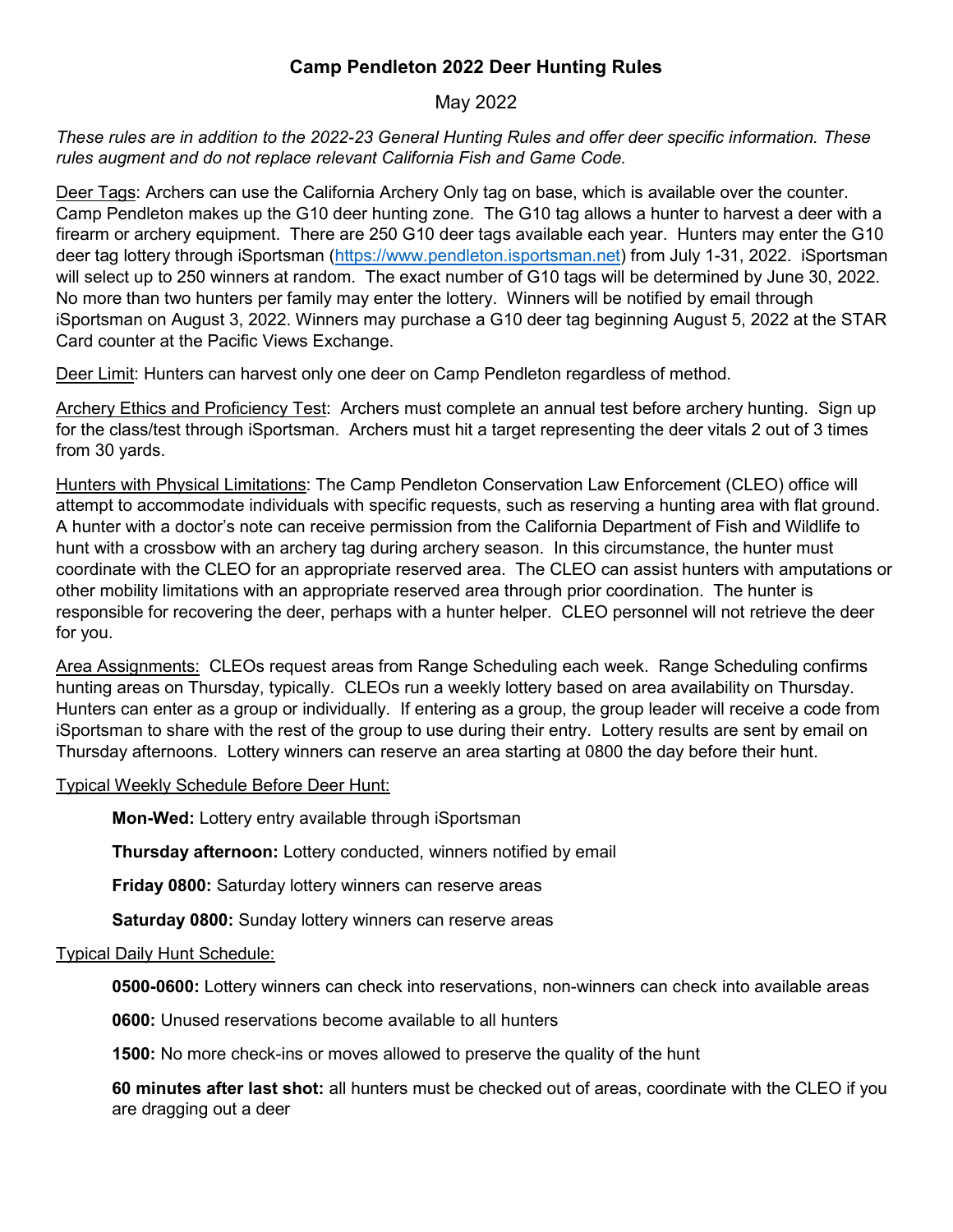# Camp Pendleton 2022 Deer Hunting Rules

May 2022

*These rules are in addition to the 2022-23 General Hunting Rules and offer deer specific information. These rules augment and do not replace relevant California Fish and Game Code.*

<u>Deer Tags</u>: Archers can use the California Archery Only tag on base, which is available over the counter. Camp Pendleton makes up the G10 deer hunting zone. The G10 tag allows a hunter to harvest a deer with a firearm or archery equipment. There are 250 G10 deer tags available each year. Hunters may enter the G10 deer tag lottery through iSportsman ([https://www.pendleton.isportsman.net](https://www.pendleton.isportsman.net)) from July 1-31, 2022. iSportsman will select up to 250 winners at random. The exact number of G10 tags will be determined by June 30, 2022. No more than two hunters per family may enter the lottery. Winners will be notified by email through iSportsman on August 3, 2022. Winners may purchase a G10 deer tag beginning August 5, 2022 at the STAR Card counter at the Pacific Views Exchange.

<u>Deer Limit</u>: Hunters can harvest only one deer on Camp Pendleton regardless of method.

<u>Archery Ethics and Proficiency Test</u>: Archers must complete an annual test before archery hunting. Sign up for the class/test through iSportsman. Archers must hit a target representing the deer vitals 2 out of 3 times from 30 yards.

<u>Hunters with Physical Limitations</u>: The Camp Pendleton Conservation Law Enforcement (CLEO) office will attempt to accommodate individuals with specific requests, such as reserving a hunting area with flat ground. A hunter with a doctor's note can receive permission from the California Department of Fish and Wildlife to hunt with a crossbow with an archery tag during archery season. In this circumstance, the hunter must coordinate with the CLEO for an appropriate reserved area. The CLEO can assist hunters with amputations or other mobility limitations with an appropriate reserved area through prior coordination. The hunter is responsible for recovering the deer, perhaps with a hunter helper. CLEO personnel will not retrieve the deer for you.

<u>Area Assignments:</u> CLEOs request areas from Range Scheduling each week. Range Scheduling confirms hunting areas on Thursday, typically. CLEOs run a weekly lottery based on area availability on Thursday. Hunters can enter as a group or individually. If entering as a group, the group leader will receive a code from iSportsman to share with the rest of the group to use during their entry. Lottery results are sent by email on Thursday afternoons. Lottery winners can reserve an area starting at 0800 the day before their hunt.

<u>Typical Weekly Schedule Before Deer Hunt:</u>

**Mon-Wed:** Lottery entry available through iSportsman

**Thursday afternoon:** Lottery conducted, winners notified by email

**Friday 0800:** Saturday lottery winners can reserve areas

**Saturday 0800:** Sunday lottery winners can reserve areas

<u>Typical Daily Hunt Schedule:</u>

**0500-0600:** Lottery winners can check into reservations, non-winners can check into available areas

**0600:** Unused reservations become available to all hunters

**1500:** No more check-ins or moves allowed to preserve the quality of the hunt

**60 minutes after last shot:** all hunters must be checked out of areas, coordinate with the CLEO if you are dragging out a deer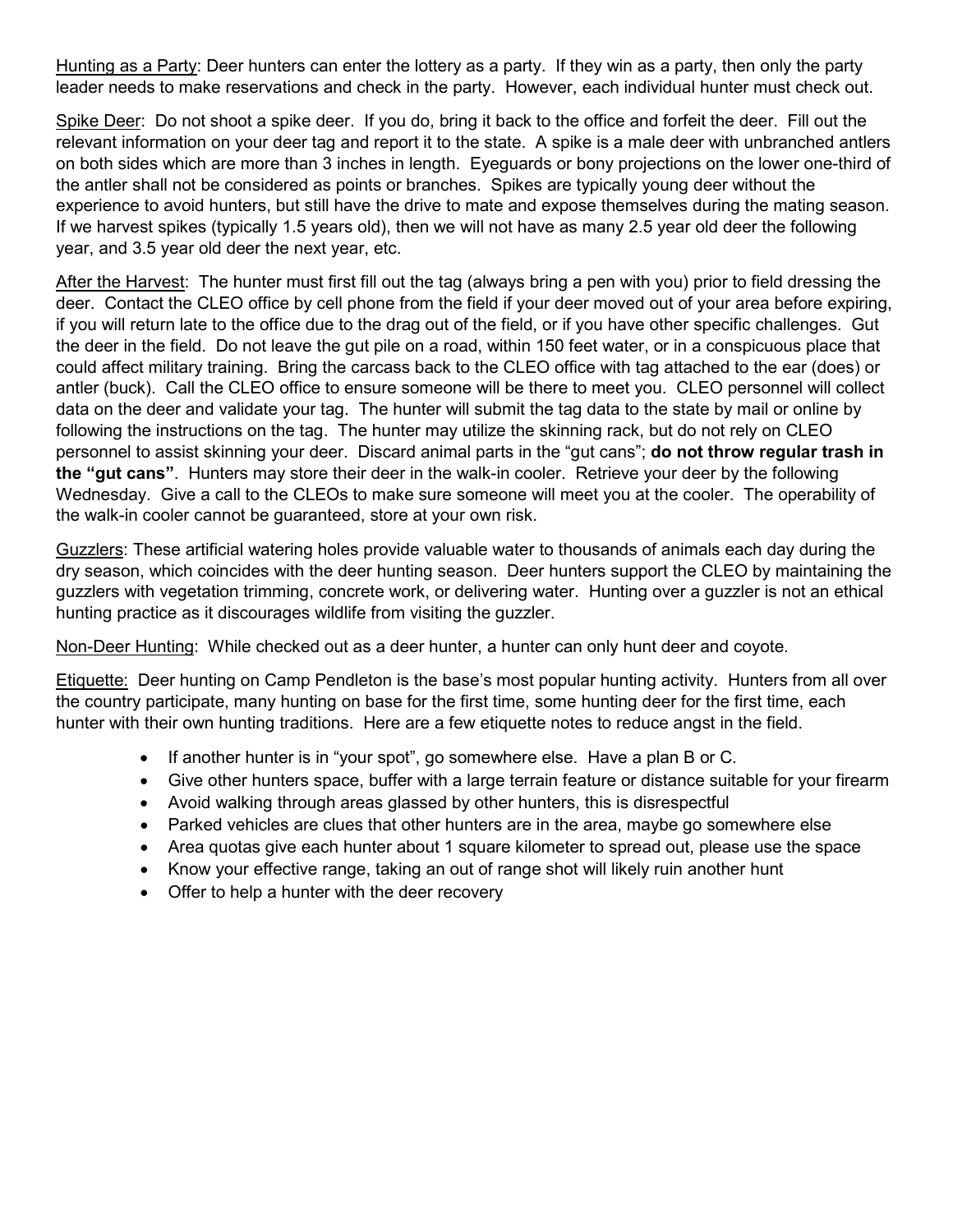<u>Hunting as a Party</u>: Deer hunters can enter the lottery as a party. If they win as a party, then only the party leader needs to make reservations and check in the party. However, each individual hunter must check out.

<u>Spike Deer</u>: Do not shoot a spike deer. If you do, bring it back to the office and forfeit the deer. Fill out the relevant information on your deer tag and report it to the state. A spike is a male deer with unbranched antlers on both sides which are more than 3 inches in length. Eyeguards or bony projections on the lower one-third of the antler shall not be considered as points or branches. Spikes are typically young deer without the experience to avoid hunters, but still have the drive to mate and expose themselves during the mating season. If we harvest spikes (typically 1.5 years old), then we will not have as many 2.5 year old deer the following year, and 3.5 year old deer the next year, etc.

<u>After the Harvest</u>: The hunter must first fill out the tag (always bring a pen with you) prior to field dressing the deer. Contact the CLEO office by cell phone from the field if your deer moved out of your area before expiring, if you will return late to the office due to the drag out of the field, or if you have other specific challenges. Gut the deer in the field. Do not leave the gut pile on a road, within 150 feet water, or in a conspicuous place that could affect military training. Bring the carcass back to the CLEO office with tag attached to the ear (does) or antler (buck). Call the CLEO office to ensure someone will be there to meet you. CLEO personnel will collect data on the deer and validate your tag. The hunter will submit the tag data to the state by mail or online by following the instructions on the tag. The hunter may utilize the skinning rack, but do not rely on CLEO personnel to assist skinning your deer. Discard animal parts in the "gut cans"; **do not throw regular trash in the "gut cans"**. Hunters may store their deer in the walk-in cooler. Retrieve your deer by the following Wednesday. Give a call to the CLEOs to make sure someone will meet you at the cooler. The operability of the walk-in cooler cannot be guaranteed, store at your own risk.

<u>Guzzlers</u>: These artificial watering holes provide valuable water to thousands of animals each day during the dry season, which coincides with the deer hunting season. Deer hunters support the CLEO by maintaining the guzzlers with vegetation trimming, concrete work, or delivering water. Hunting over a guzzler is not an ethical hunting practice as it discourages wildlife from visiting the guzzler.

<u>Non-Deer Hunting</u>: While checked out as a deer hunter, a hunter can only hunt deer and coyote.

<u>Etiquette:</u> Deer hunting on Camp Pendleton is the base's most popular hunting activity. Hunters from all over the country participate, many hunting on base for the first time, some hunting deer for the first time, each hunter with their own hunting traditions. Here are a few etiquette notes to reduce angst in the field.

- If another hunter is in "your spot", go somewhere else. Have a plan B or C.
- Give other hunters space, buffer with a large terrain feature or distance suitable for your firearm
- Avoid walking through areas glassed by other hunters, this is disrespectful
- Parked vehicles are clues that other hunters are in the area, maybe go somewhere else
- Area quotas give each hunter about 1 square kilometer to spread out, please use the space
- Know your effective range, taking an out of range shot will likely ruin another hunt
- Offer to help a hunter with the deer recovery